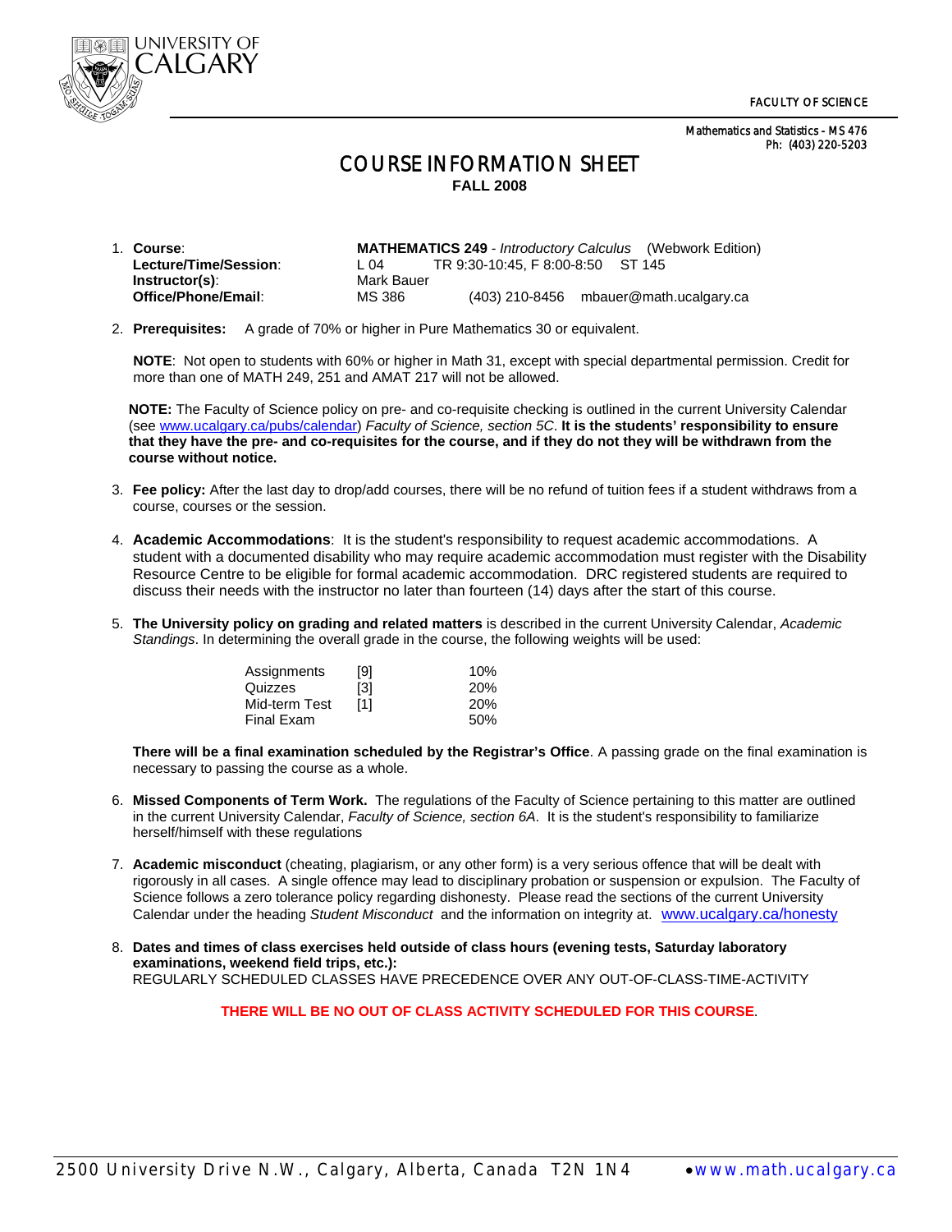UNIVERSITY OF CALGARY

FACULTY OF SCIENCE

Mathematics and Statistics - MS 476
Ph: (403) 220-5203

# COURSE INFORMATION SHEET

**FALL 2008**

1. **Course**: **MATHEMATICS 249** - *Introductory Calculus* (Webwork Edition)
   **Lecture/Time/Session**: L 04 TR 9:30-10:45, F 8:00-8:50 ST 145
   **Instructor(s)**: Mark Bauer
   **Office/Phone/Email**: MS 386 (403) 210-8456 mbauer@math.ucalgary.ca

2. **Prerequisites:** A grade of 70% or higher in Pure Mathematics 30 or equivalent.

   **NOTE**: Not open to students with 60% or higher in Math 31, except with special departmental permission. Credit for more than one of MATH 249, 251 and AMAT 217 will not be allowed.

   **NOTE:** The Faculty of Science policy on pre- and co-requisite checking is outlined in the current University Calendar (see www.ucalgary.ca/pubs/calendar) *Faculty of Science, section 5C*. **It is the students' responsibility to ensure that they have the pre- and co-requisites for the course, and if they do not they will be withdrawn from the course without notice.**

3. **Fee policy:** After the last day to drop/add courses, there will be no refund of tuition fees if a student withdraws from a course, courses or the session.

4. **Academic Accommodations**: It is the student's responsibility to request academic accommodations. A student with a documented disability who may require academic accommodation must register with the Disability Resource Centre to be eligible for formal academic accommodation. DRC registered students are required to discuss their needs with the instructor no later than fourteen (14) days after the start of this course.

5. **The University policy on grading and related matters** is described in the current University Calendar, *Academic Standings*. In determining the overall grade in the course, the following weights will be used:

| | | |
|---|---|---|
| Assignments | [9] | 10% |
| Quizzes | [3] | 20% |
| Mid-term Test | [1] | 20% |
| Final Exam | | 50% |

   **There will be a final examination scheduled by the Registrar's Office**. A passing grade on the final examination is necessary to passing the course as a whole.

6. **Missed Components of Term Work.** The regulations of the Faculty of Science pertaining to this matter are outlined in the current University Calendar, *Faculty of Science, section 6A*. It is the student's responsibility to familiarize herself/himself with these regulations

7. **Academic misconduct** (cheating, plagiarism, or any other form) is a very serious offence that will be dealt with rigorously in all cases. A single offence may lead to disciplinary probation or suspension or expulsion. The Faculty of Science follows a zero tolerance policy regarding dishonesty. Please read the sections of the current University Calendar under the heading *Student Misconduct* and the information on integrity at. www.ucalgary.ca/honesty

8. **Dates and times of class exercises held outside of class hours (evening tests, Saturday laboratory examinations, weekend field trips, etc.):**
   REGULARLY SCHEDULED CLASSES HAVE PRECEDENCE OVER ANY OUT-OF-CLASS-TIME-ACTIVITY

   **THERE WILL BE NO OUT OF CLASS ACTIVITY SCHEDULED FOR THIS COURSE**.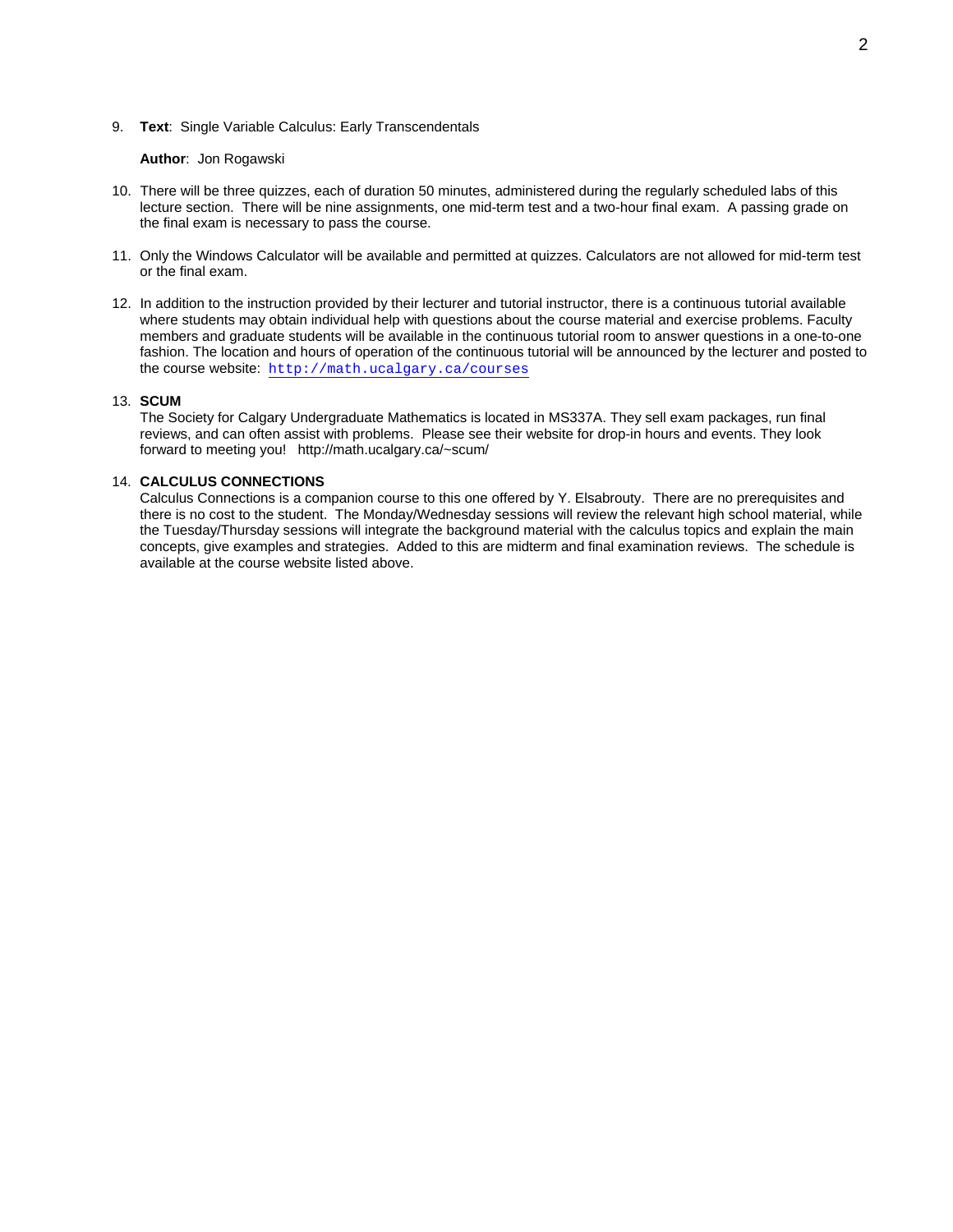9. **Text**: Single Variable Calculus: Early Transcendentals

   **Author**: Jon Rogawski

10. There will be three quizzes, each of duration 50 minutes, administered during the regularly scheduled labs of this lecture section. There will be nine assignments, one mid-term test and a two-hour final exam. A passing grade on the final exam is necessary to pass the course.

11. Only the Windows Calculator will be available and permitted at quizzes. Calculators are not allowed for mid-term test or the final exam.

12. In addition to the instruction provided by their lecturer and tutorial instructor, there is a continuous tutorial available where students may obtain individual help with questions about the course material and exercise problems. Faculty members and graduate students will be available in the continuous tutorial room to answer questions in a one-to-one fashion. The location and hours of operation of the continuous tutorial will be announced by the lecturer and posted to the course website: http://math.ucalgary.ca/courses

13. **SCUM**
    The Society for Calgary Undergraduate Mathematics is located in MS337A. They sell exam packages, run final reviews, and can often assist with problems. Please see their website for drop-in hours and events. They look forward to meeting you! http://math.ucalgary.ca/~scum/

14. **CALCULUS CONNECTIONS**
    Calculus Connections is a companion course to this one offered by Y. Elsabrouty. There are no prerequisites and there is no cost to the student. The Monday/Wednesday sessions will review the relevant high school material, while the Tuesday/Thursday sessions will integrate the background material with the calculus topics and explain the main concepts, give examples and strategies. Added to this are midterm and final examination reviews. The schedule is available at the course website listed above.